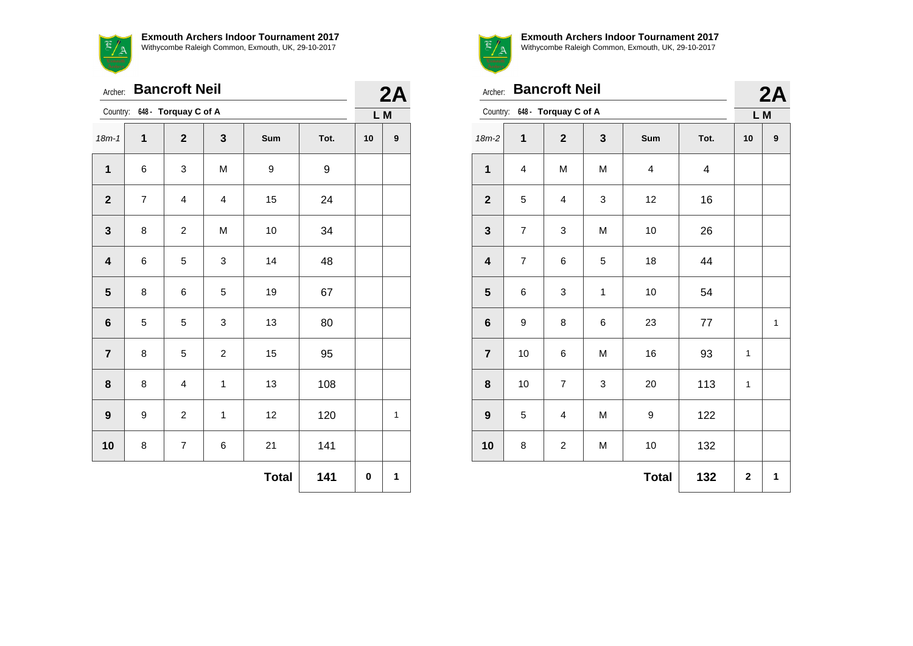**Exmouth Archers Indoor Tournament 2017**
Withycombe Raleigh Common, Exmouth, UK, 29-10-2017

Archer: **Bancroft Neil**

Country: **648 - Torquay C of A**

**2A**
**L M**

| 18m-1 | 1 | 2 | 3 | Sum | Tot. | 10 | 9 |
|---|---|---|---|---|---|---|---|
| **1** | 6 | 3 | M | 9 | 9 | | |
| **2** | 7 | 4 | 4 | 15 | 24 | | |
| **3** | 8 | 2 | M | 10 | 34 | | |
| **4** | 6 | 5 | 3 | 14 | 48 | | |
| **5** | 8 | 6 | 5 | 19 | 67 | | |
| **6** | 5 | 5 | 3 | 13 | 80 | | |
| **7** | 8 | 5 | 2 | 15 | 95 | | |
| **8** | 8 | 4 | 1 | 13 | 108 | | |
| **9** | 9 | 2 | 1 | 12 | 120 | | 1 |
| **10** | 8 | 7 | 6 | 21 | 141 | | |
| | | | | **Total** | **141** | **0** | **1** |

**Exmouth Archers Indoor Tournament 2017**
Withycombe Raleigh Common, Exmouth, UK, 29-10-2017

Archer: **Bancroft Neil**

Country: **648 - Torquay C of A**

**2A**
**L M**

| 18m-2 | 1 | 2 | 3 | Sum | Tot. | 10 | 9 |
|---|---|---|---|---|---|---|---|
| **1** | 4 | M | M | 4 | 4 | | |
| **2** | 5 | 4 | 3 | 12 | 16 | | |
| **3** | 7 | 3 | M | 10 | 26 | | |
| **4** | 7 | 6 | 5 | 18 | 44 | | |
| **5** | 6 | 3 | 1 | 10 | 54 | | |
| **6** | 9 | 8 | 6 | 23 | 77 | | 1 |
| **7** | 10 | 6 | M | 16 | 93 | 1 | |
| **8** | 10 | 7 | 3 | 20 | 113 | 1 | |
| **9** | 5 | 4 | M | 9 | 122 | | |
| **10** | 8 | 2 | M | 10 | 132 | | |
| | | | | **Total** | **132** | **2** | **1** |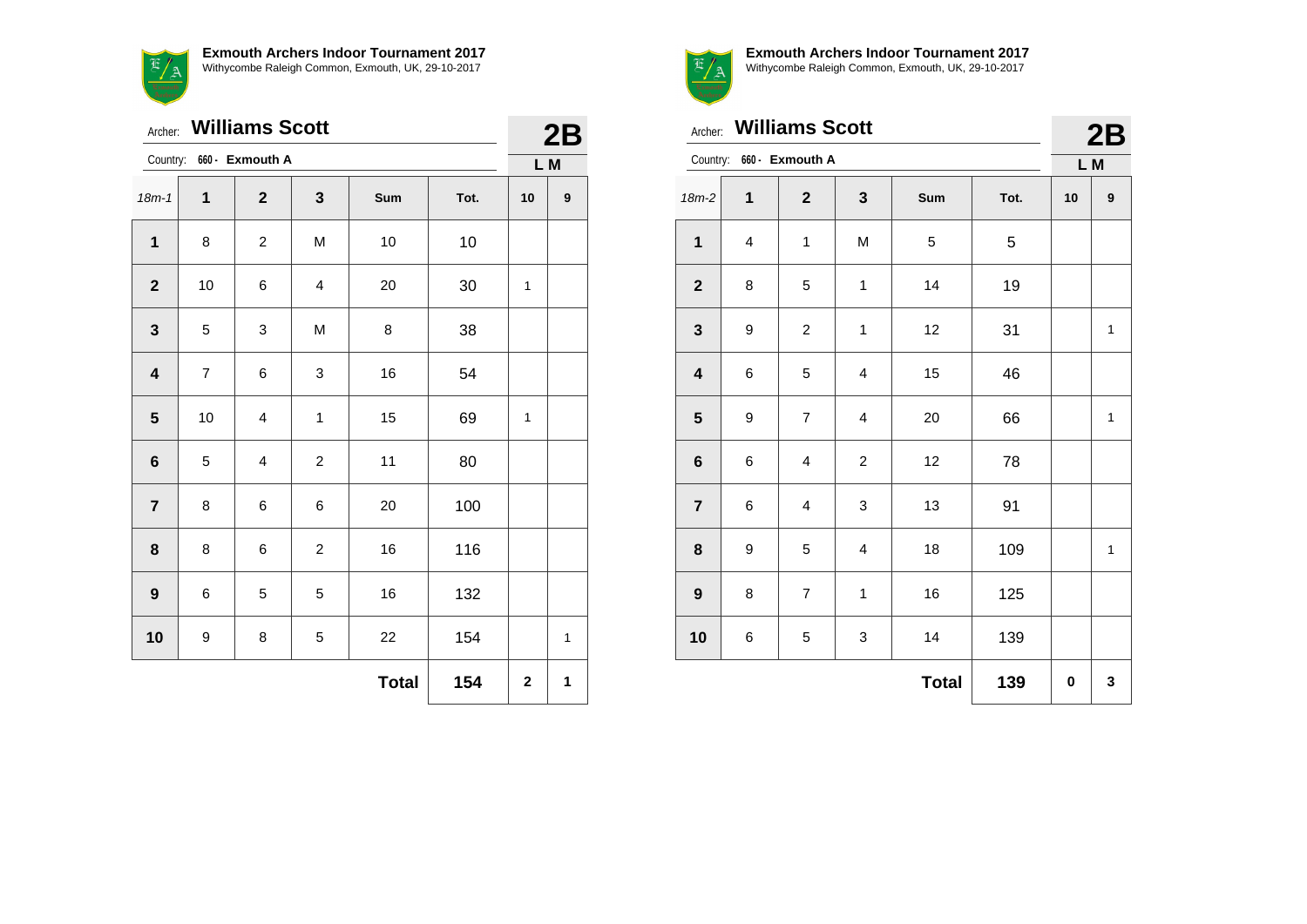**Exmouth Archers Indoor Tournament 2017**
Withycombe Raleigh Common, Exmouth, UK, 29-10-2017

Archer: **Williams Scott** **2B**

Country: 660 - **Exmouth A** **L M**

| 18m-1 | 1 | 2 | 3 | Sum | Tot. | 10 | 9 |
|---|---|---|---|---|---|---|---|
| **1** | 8 | 2 | M | 10 | 10 | | |
| **2** | 10 | 6 | 4 | 20 | 30 | 1 | |
| **3** | 5 | 3 | M | 8 | 38 | | |
| **4** | 7 | 6 | 3 | 16 | 54 | | |
| **5** | 10 | 4 | 1 | 15 | 69 | 1 | |
| **6** | 5 | 4 | 2 | 11 | 80 | | |
| **7** | 8 | 6 | 6 | 20 | 100 | | |
| **8** | 8 | 6 | 2 | 16 | 116 | | |
| **9** | 6 | 5 | 5 | 16 | 132 | | |
| **10** | 9 | 8 | 5 | 22 | 154 | | 1 |
| | | | | **Total** | **154** | **2** | **1** |

**Exmouth Archers Indoor Tournament 2017**
Withycombe Raleigh Common, Exmouth, UK, 29-10-2017

Archer: **Williams Scott** **2B**

Country: 660 - **Exmouth A** **L M**

| 18m-2 | 1 | 2 | 3 | Sum | Tot. | 10 | 9 |
|---|---|---|---|---|---|---|---|
| **1** | 4 | 1 | M | 5 | 5 | | |
| **2** | 8 | 5 | 1 | 14 | 19 | | |
| **3** | 9 | 2 | 1 | 12 | 31 | | 1 |
| **4** | 6 | 5 | 4 | 15 | 46 | | |
| **5** | 9 | 7 | 4 | 20 | 66 | | 1 |
| **6** | 6 | 4 | 2 | 12 | 78 | | |
| **7** | 6 | 4 | 3 | 13 | 91 | | |
| **8** | 9 | 5 | 4 | 18 | 109 | | 1 |
| **9** | 8 | 7 | 1 | 16 | 125 | | |
| **10** | 6 | 5 | 3 | 14 | 139 | | |
| | | | | **Total** | **139** | **0** | **3** |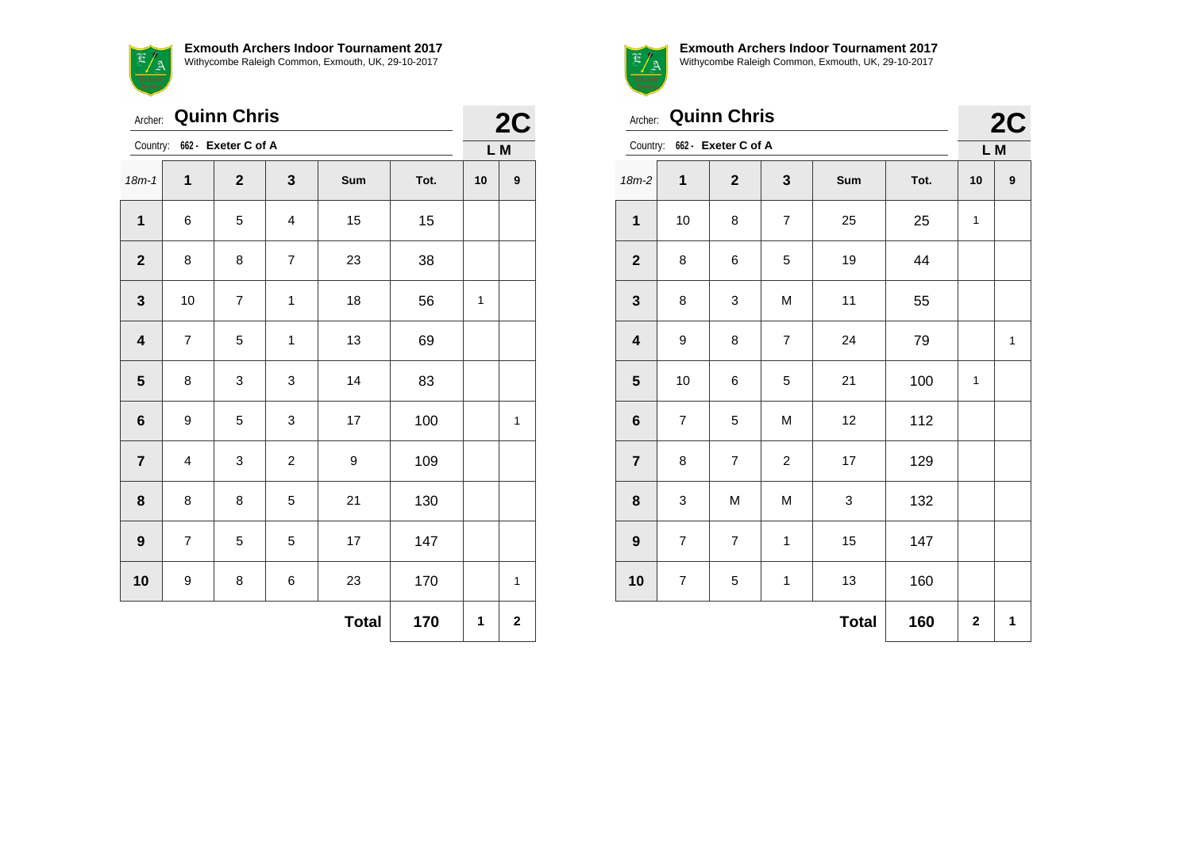**Exmouth Archers Indoor Tournament 2017**
Withycombe Raleigh Common, Exmouth, UK, 29-10-2017

Archer: **Quinn Chris**

Country: 662 - **Exeter C of A**

**2C**
**L M**

| 18m-1 | 1 | 2 | 3 | Sum | Tot. | 10 | 9 |
|---|---|---|---|---|---|---|---|
| **1** | 6 | 5 | 4 | 15 | 15 | | |
| **2** | 8 | 8 | 7 | 23 | 38 | | |
| **3** | 10 | 7 | 1 | 18 | 56 | 1 | |
| **4** | 7 | 5 | 1 | 13 | 69 | | |
| **5** | 8 | 3 | 3 | 14 | 83 | | |
| **6** | 9 | 5 | 3 | 17 | 100 | | 1 |
| **7** | 4 | 3 | 2 | 9 | 109 | | |
| **8** | 8 | 8 | 5 | 21 | 130 | | |
| **9** | 7 | 5 | 5 | 17 | 147 | | |
| **10** | 9 | 8 | 6 | 23 | 170 | | 1 |
| | | | | **Total** | **170** | **1** | **2** |

**Exmouth Archers Indoor Tournament 2017**
Withycombe Raleigh Common, Exmouth, UK, 29-10-2017

Archer: **Quinn Chris**

Country: 662 - **Exeter C of A**

**2C**
**L M**

| 18m-2 | 1 | 2 | 3 | Sum | Tot. | 10 | 9 |
|---|---|---|---|---|---|---|---|
| **1** | 10 | 8 | 7 | 25 | 25 | 1 | |
| **2** | 8 | 6 | 5 | 19 | 44 | | |
| **3** | 8 | 3 | M | 11 | 55 | | |
| **4** | 9 | 8 | 7 | 24 | 79 | | 1 |
| **5** | 10 | 6 | 5 | 21 | 100 | 1 | |
| **6** | 7 | 5 | M | 12 | 112 | | |
| **7** | 8 | 7 | 2 | 17 | 129 | | |
| **8** | 3 | M | M | 3 | 132 | | |
| **9** | 7 | 7 | 1 | 15 | 147 | | |
| **10** | 7 | 5 | 1 | 13 | 160 | | |
| | | | | **Total** | **160** | **2** | **1** |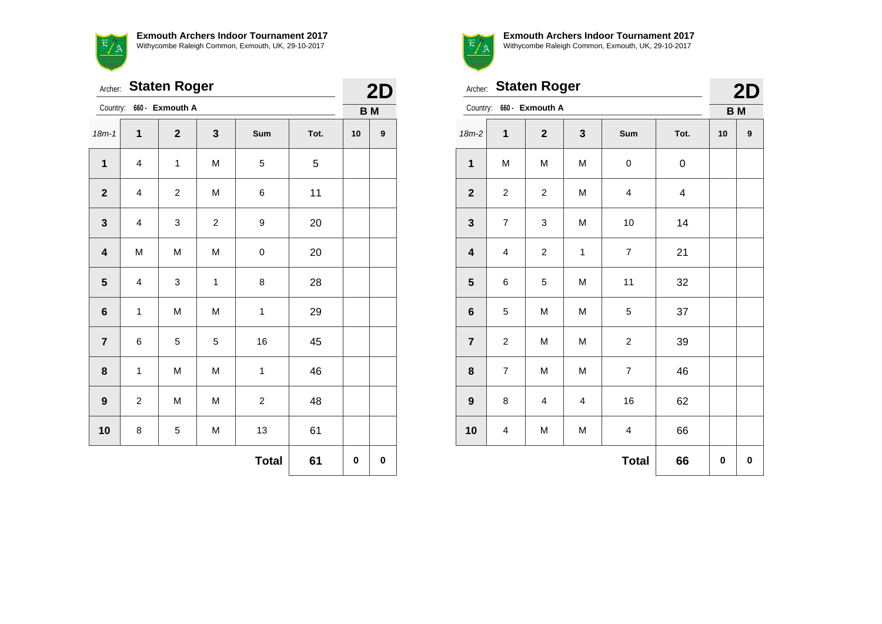**Exmouth Archers Indoor Tournament 2017**
Withycombe Raleigh Common, Exmouth, UK, 29-10-2017

Archer: **Staten Roger**

Country: **660 - Exmouth A**

**2D**

**B M**

| 18m-1 | 1 | 2 | 3 | Sum | Tot. | 10 | 9 |
|---|---|---|---|---|---|---|---|
| **1** | 4 | 1 | M | 5 | 5 | | |
| **2** | 4 | 2 | M | 6 | 11 | | |
| **3** | 4 | 3 | 2 | 9 | 20 | | |
| **4** | M | M | M | 0 | 20 | | |
| **5** | 4 | 3 | 1 | 8 | 28 | | |
| **6** | 1 | M | M | 1 | 29 | | |
| **7** | 6 | 5 | 5 | 16 | 45 | | |
| **8** | 1 | M | M | 1 | 46 | | |
| **9** | 2 | M | M | 2 | 48 | | |
| **10** | 8 | 5 | M | 13 | 61 | | |
| | | | | **Total** | **61** | **0** | **0** |

**Exmouth Archers Indoor Tournament 2017**
Withycombe Raleigh Common, Exmouth, UK, 29-10-2017

Archer: **Staten Roger**

Country: **660 - Exmouth A**

**2D**

**B M**

| 18m-2 | 1 | 2 | 3 | Sum | Tot. | 10 | 9 |
|---|---|---|---|---|---|---|---|
| **1** | M | M | M | 0 | 0 | | |
| **2** | 2 | 2 | M | 4 | 4 | | |
| **3** | 7 | 3 | M | 10 | 14 | | |
| **4** | 4 | 2 | 1 | 7 | 21 | | |
| **5** | 6 | 5 | M | 11 | 32 | | |
| **6** | 5 | M | M | 5 | 37 | | |
| **7** | 2 | M | M | 2 | 39 | | |
| **8** | 7 | M | M | 7 | 46 | | |
| **9** | 8 | 4 | 4 | 16 | 62 | | |
| **10** | 4 | M | M | 4 | 66 | | |
| | | | | **Total** | **66** | **0** | **0** |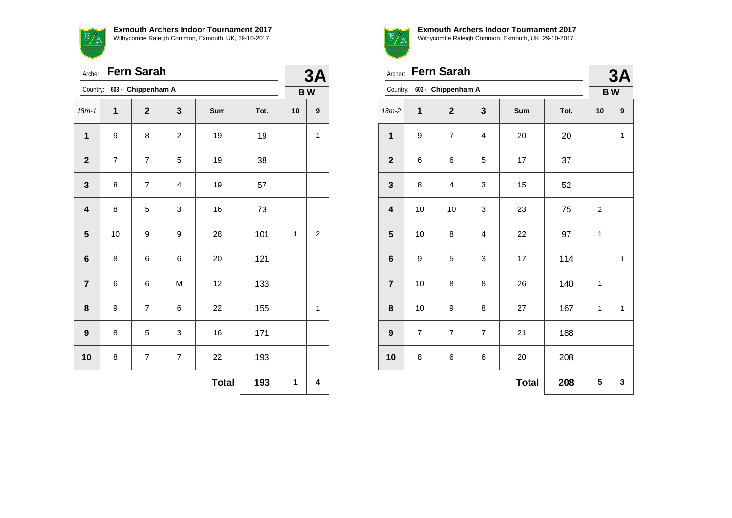**Exmouth Archers Indoor Tournament 2017**
Withycombe Raleigh Common, Exmouth, UK, 29-10-2017

Archer: **Fern Sarah**

Country: 603 - **Chippenham A**

**3A**

**B W**

| 18m-1 | 1 | 2 | 3 | Sum | Tot. | 10 | 9 |
|---|---|---|---|---|---|---|---|
| **1** | 9 | 8 | 2 | 19 | 19 | | 1 |
| **2** | 7 | 7 | 5 | 19 | 38 | | |
| **3** | 8 | 7 | 4 | 19 | 57 | | |
| **4** | 8 | 5 | 3 | 16 | 73 | | |
| **5** | 10 | 9 | 9 | 28 | 101 | 1 | 2 |
| **6** | 8 | 6 | 6 | 20 | 121 | | |
| **7** | 6 | 6 | M | 12 | 133 | | |
| **8** | 9 | 7 | 6 | 22 | 155 | | 1 |
| **9** | 8 | 5 | 3 | 16 | 171 | | |
| **10** | 8 | 7 | 7 | 22 | 193 | | |
| | | | | **Total** | **193** | **1** | **4** |

**Exmouth Archers Indoor Tournament 2017**
Withycombe Raleigh Common, Exmouth, UK, 29-10-2017

Archer: **Fern Sarah**

Country: 603 - **Chippenham A**

**3A**

**B W**

| 18m-2 | 1 | 2 | 3 | Sum | Tot. | 10 | 9 |
|---|---|---|---|---|---|---|---|
| **1** | 9 | 7 | 4 | 20 | 20 | | 1 |
| **2** | 6 | 6 | 5 | 17 | 37 | | |
| **3** | 8 | 4 | 3 | 15 | 52 | | |
| **4** | 10 | 10 | 3 | 23 | 75 | 2 | |
| **5** | 10 | 8 | 4 | 22 | 97 | 1 | |
| **6** | 9 | 5 | 3 | 17 | 114 | | 1 |
| **7** | 10 | 8 | 8 | 26 | 140 | 1 | |
| **8** | 10 | 9 | 8 | 27 | 167 | 1 | 1 |
| **9** | 7 | 7 | 7 | 21 | 188 | | |
| **10** | 8 | 6 | 6 | 20 | 208 | | |
| | | | | **Total** | **208** | **5** | **3** |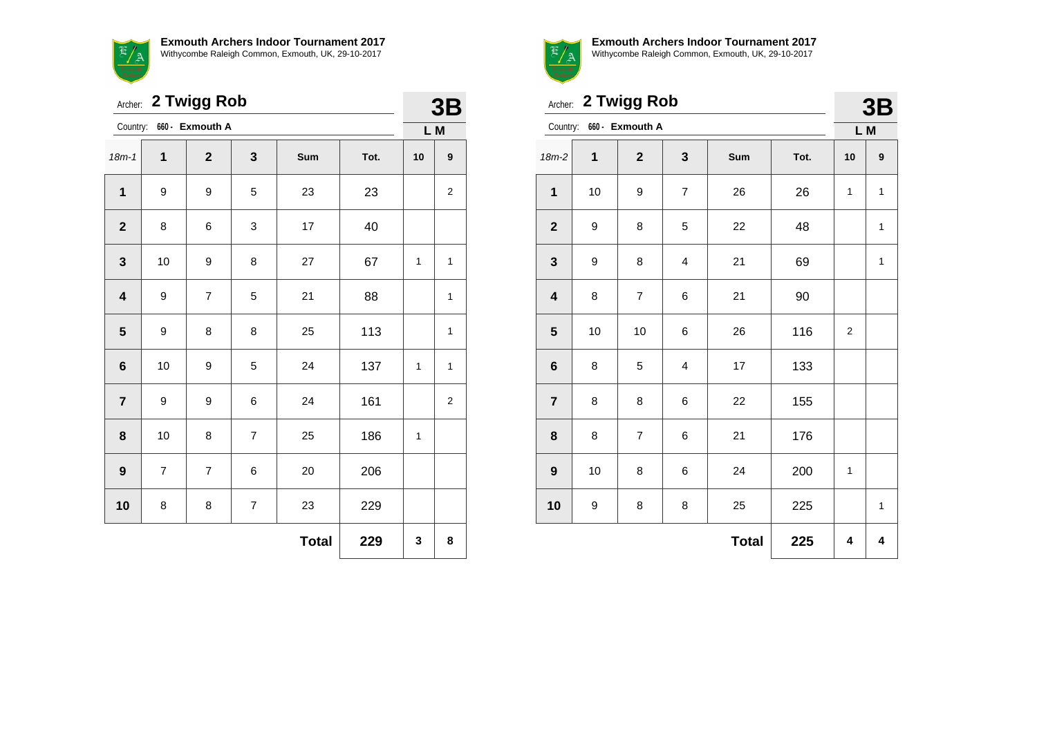**Exmouth Archers Indoor Tournament 2017**
Withycombe Raleigh Common, Exmouth, UK, 29-10-2017

Archer: **2 Twigg Rob** **3B**

Country: 660 - **Exmouth A** **L M**

| 18m-1 | 1 | 2 | 3 | Sum | Tot. | 10 | 9 |
|---|---|---|---|---|---|---|---|
| **1** | 9 | 9 | 5 | 23 | 23 | | 2 |
| **2** | 8 | 6 | 3 | 17 | 40 | | |
| **3** | 10 | 9 | 8 | 27 | 67 | 1 | 1 |
| **4** | 9 | 7 | 5 | 21 | 88 | | 1 |
| **5** | 9 | 8 | 8 | 25 | 113 | | 1 |
| **6** | 10 | 9 | 5 | 24 | 137 | 1 | 1 |
| **7** | 9 | 9 | 6 | 24 | 161 | | 2 |
| **8** | 10 | 8 | 7 | 25 | 186 | 1 | |
| **9** | 7 | 7 | 6 | 20 | 206 | | |
| **10** | 8 | 8 | 7 | 23 | 229 | | |
| | | | | **Total** | **229** | **3** | **8** |

**Exmouth Archers Indoor Tournament 2017**
Withycombe Raleigh Common, Exmouth, UK, 29-10-2017

Archer: **2 Twigg Rob** **3B**

Country: 660 - **Exmouth A** **L M**

| 18m-2 | 1 | 2 | 3 | Sum | Tot. | 10 | 9 |
|---|---|---|---|---|---|---|---|
| **1** | 10 | 9 | 7 | 26 | 26 | 1 | 1 |
| **2** | 9 | 8 | 5 | 22 | 48 | | 1 |
| **3** | 9 | 8 | 4 | 21 | 69 | | 1 |
| **4** | 8 | 7 | 6 | 21 | 90 | | |
| **5** | 10 | 10 | 6 | 26 | 116 | 2 | |
| **6** | 8 | 5 | 4 | 17 | 133 | | |
| **7** | 8 | 8 | 6 | 22 | 155 | | |
| **8** | 8 | 7 | 6 | 21 | 176 | | |
| **9** | 10 | 8 | 6 | 24 | 200 | 1 | |
| **10** | 9 | 8 | 8 | 25 | 225 | | 1 |
| | | | | **Total** | **225** | **4** | **4** |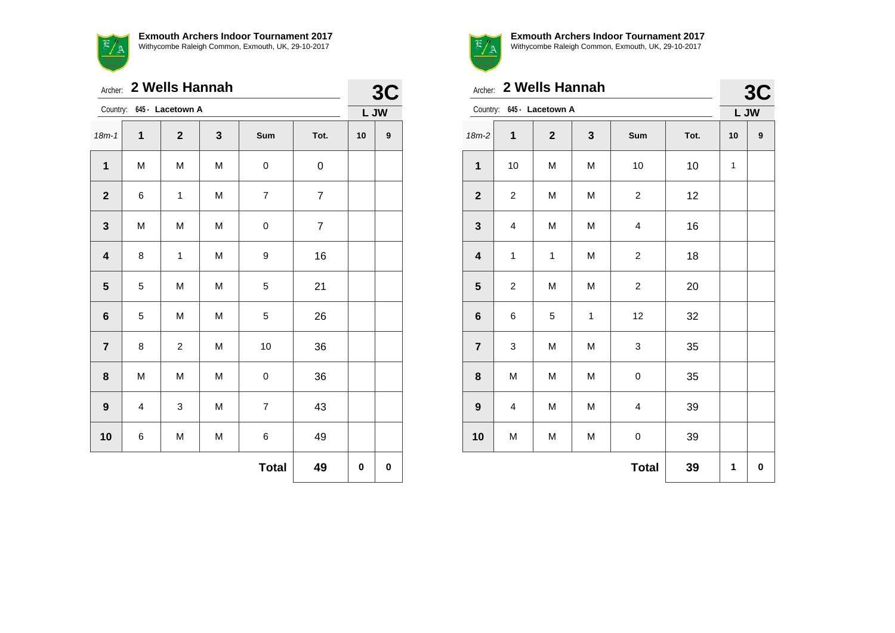**Exmouth Archers Indoor Tournament 2017**
Withycombe Raleigh Common, Exmouth, UK, 29-10-2017

Archer: **2 Wells Hannah** — **3C**

Country: **645 - Lacetown A** — **L JW**

| 18m-1 | 1 | 2 | 3 | Sum | Tot. | 10 | 9 |
|---|---|---|---|---|---|---|---|
| **1** | M | M | M | 0 | 0 | | |
| **2** | 6 | 1 | M | 7 | 7 | | |
| **3** | M | M | M | 0 | 7 | | |
| **4** | 8 | 1 | M | 9 | 16 | | |
| **5** | 5 | M | M | 5 | 21 | | |
| **6** | 5 | M | M | 5 | 26 | | |
| **7** | 8 | 2 | M | 10 | 36 | | |
| **8** | M | M | M | 0 | 36 | | |
| **9** | 4 | 3 | M | 7 | 43 | | |
| **10** | 6 | M | M | 6 | 49 | | |
| | | | | **Total** | **49** | **0** | **0** |

**Exmouth Archers Indoor Tournament 2017**
Withycombe Raleigh Common, Exmouth, UK, 29-10-2017

Archer: **2 Wells Hannah** — **3C**

Country: **645 - Lacetown A** — **L JW**

| 18m-2 | 1 | 2 | 3 | Sum | Tot. | 10 | 9 |
|---|---|---|---|---|---|---|---|
| **1** | 10 | M | M | 10 | 10 | 1 | |
| **2** | 2 | M | M | 2 | 12 | | |
| **3** | 4 | M | M | 4 | 16 | | |
| **4** | 1 | 1 | M | 2 | 18 | | |
| **5** | 2 | M | M | 2 | 20 | | |
| **6** | 6 | 5 | 1 | 12 | 32 | | |
| **7** | 3 | M | M | 3 | 35 | | |
| **8** | M | M | M | 0 | 35 | | |
| **9** | 4 | M | M | 4 | 39 | | |
| **10** | M | M | M | 0 | 39 | | |
| | | | | **Total** | **39** | **1** | **0** |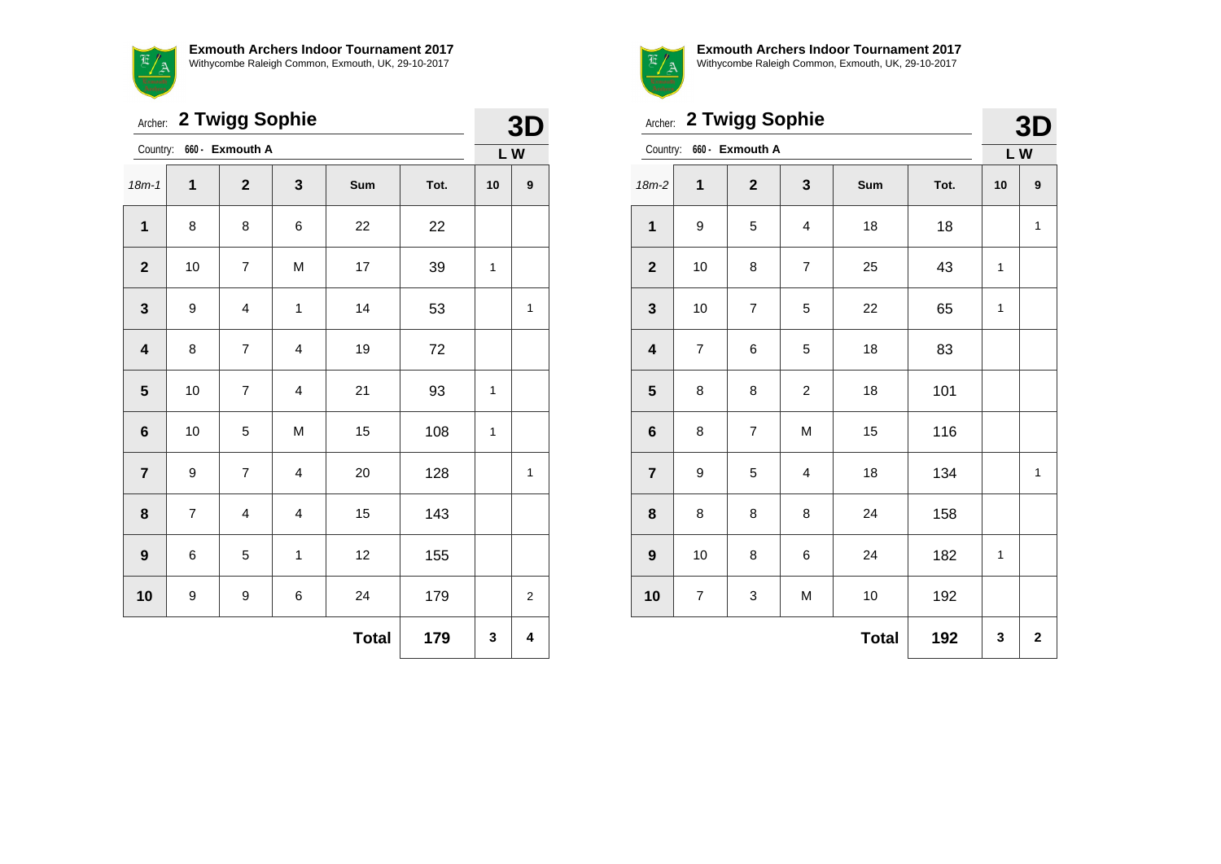**Exmouth Archers Indoor Tournament 2017**
Withycombe Raleigh Common, Exmouth, UK, 29-10-2017

Archer: **2 Twigg Sophie**

Country: 660 - **Exmouth A**

**3D**

**L W**

| 18m-1 | 1 | 2 | 3 | Sum | Tot. | 10 | 9 |
|---|---|---|---|---|---|---|---|
| **1** | 8 | 8 | 6 | 22 | 22 | | |
| **2** | 10 | 7 | M | 17 | 39 | 1 | |
| **3** | 9 | 4 | 1 | 14 | 53 | | 1 |
| **4** | 8 | 7 | 4 | 19 | 72 | | |
| **5** | 10 | 7 | 4 | 21 | 93 | 1 | |
| **6** | 10 | 5 | M | 15 | 108 | 1 | |
| **7** | 9 | 7 | 4 | 20 | 128 | | 1 |
| **8** | 7 | 4 | 4 | 15 | 143 | | |
| **9** | 6 | 5 | 1 | 12 | 155 | | |
| **10** | 9 | 9 | 6 | 24 | 179 | | 2 |
| | | | | **Total** | **179** | **3** | **4** |

**Exmouth Archers Indoor Tournament 2017**
Withycombe Raleigh Common, Exmouth, UK, 29-10-2017

Archer: **2 Twigg Sophie**

Country: 660 - **Exmouth A**

**3D**

**L W**

| 18m-2 | 1 | 2 | 3 | Sum | Tot. | 10 | 9 |
|---|---|---|---|---|---|---|---|
| **1** | 9 | 5 | 4 | 18 | 18 | | 1 |
| **2** | 10 | 8 | 7 | 25 | 43 | 1 | |
| **3** | 10 | 7 | 5 | 22 | 65 | 1 | |
| **4** | 7 | 6 | 5 | 18 | 83 | | |
| **5** | 8 | 8 | 2 | 18 | 101 | | |
| **6** | 8 | 7 | M | 15 | 116 | | |
| **7** | 9 | 5 | 4 | 18 | 134 | | 1 |
| **8** | 8 | 8 | 8 | 24 | 158 | | |
| **9** | 10 | 8 | 6 | 24 | 182 | 1 | |
| **10** | 7 | 3 | M | 10 | 192 | | |
| | | | | **Total** | **192** | **3** | **2** |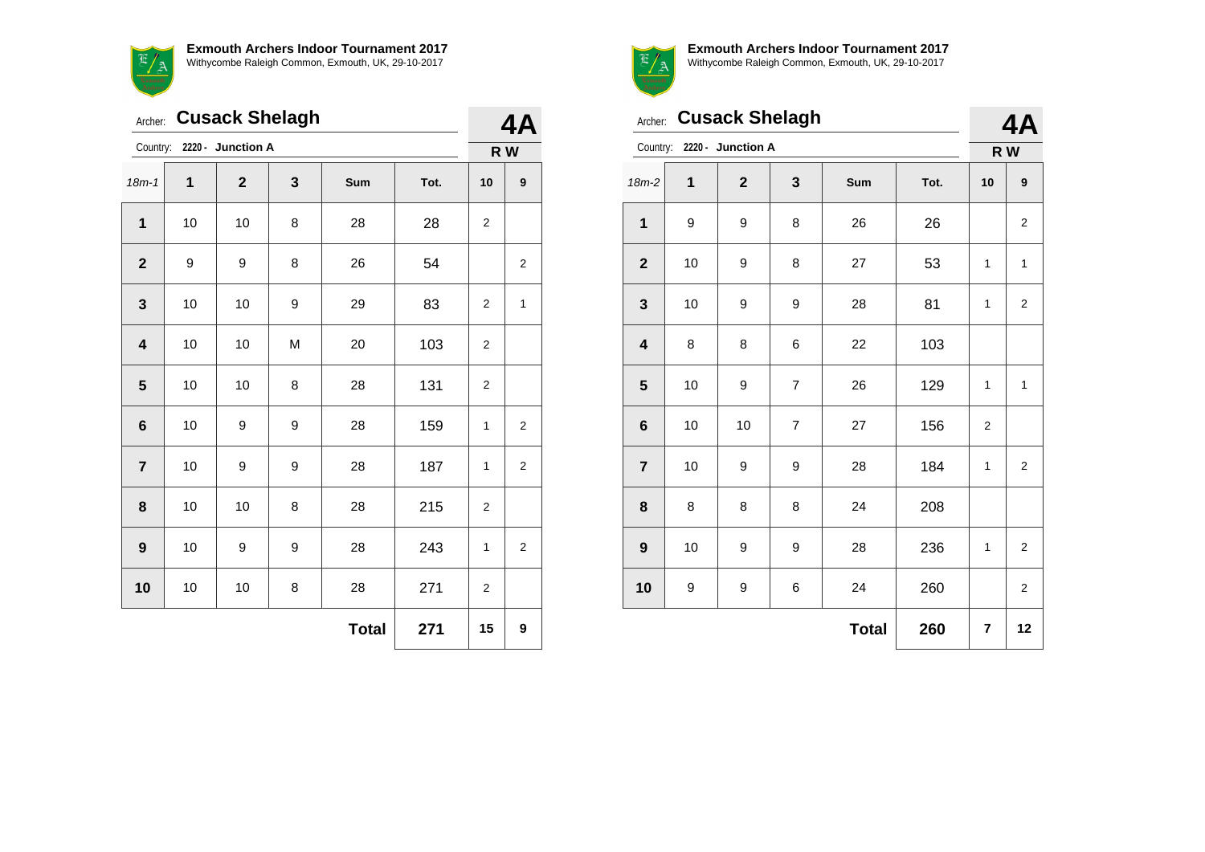**Exmouth Archers Indoor Tournament 2017**
Withycombe Raleigh Common, Exmouth, UK, 29-10-2017

Archer: **Cusack Shelagh**

Country: **2220 - Junction A**

**4A**

**R W**

| 18m-1 | 1 | 2 | 3 | Sum | Tot. | 10 | 9 |
|---|---|---|---|---|---|---|---|
| **1** | 10 | 10 | 8 | 28 | 28 | 2 | |
| **2** | 9 | 9 | 8 | 26 | 54 | | 2 |
| **3** | 10 | 10 | 9 | 29 | 83 | 2 | 1 |
| **4** | 10 | 10 | M | 20 | 103 | 2 | |
| **5** | 10 | 10 | 8 | 28 | 131 | 2 | |
| **6** | 10 | 9 | 9 | 28 | 159 | 1 | 2 |
| **7** | 10 | 9 | 9 | 28 | 187 | 1 | 2 |
| **8** | 10 | 10 | 8 | 28 | 215 | 2 | |
| **9** | 10 | 9 | 9 | 28 | 243 | 1 | 2 |
| **10** | 10 | 10 | 8 | 28 | 271 | 2 | |
| | | | | **Total** | **271** | **15** | **9** |

**Exmouth Archers Indoor Tournament 2017**
Withycombe Raleigh Common, Exmouth, UK, 29-10-2017

Archer: **Cusack Shelagh**

Country: **2220 - Junction A**

**4A**

**R W**

| 18m-2 | 1 | 2 | 3 | Sum | Tot. | 10 | 9 |
|---|---|---|---|---|---|---|---|
| **1** | 9 | 9 | 8 | 26 | 26 | | 2 |
| **2** | 10 | 9 | 8 | 27 | 53 | 1 | 1 |
| **3** | 10 | 9 | 9 | 28 | 81 | 1 | 2 |
| **4** | 8 | 8 | 6 | 22 | 103 | | |
| **5** | 10 | 9 | 7 | 26 | 129 | 1 | 1 |
| **6** | 10 | 10 | 7 | 27 | 156 | 2 | |
| **7** | 10 | 9 | 9 | 28 | 184 | 1 | 2 |
| **8** | 8 | 8 | 8 | 24 | 208 | | |
| **9** | 10 | 9 | 9 | 28 | 236 | 1 | 2 |
| **10** | 9 | 9 | 6 | 24 | 260 | | 2 |
| | | | | **Total** | **260** | **7** | **12** |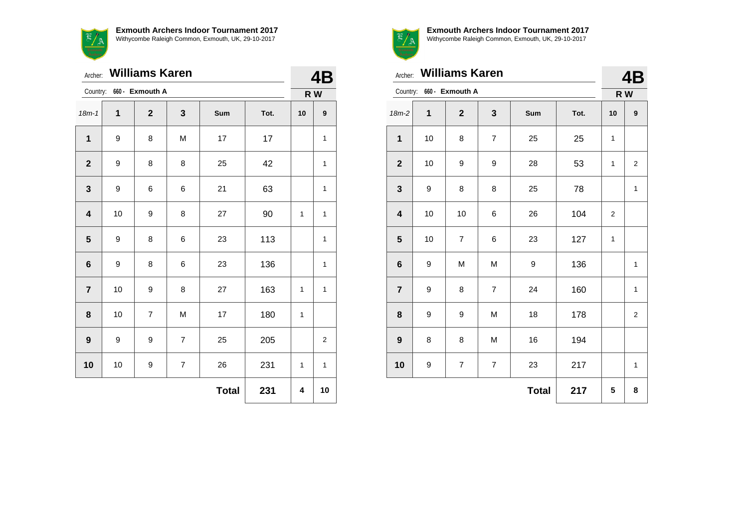**Exmouth Archers Indoor Tournament 2017**
Withycombe Raleigh Common, Exmouth, UK, 29-10-2017

Archer: **Williams Karen** **4B**

Country: 660 - **Exmouth A** **RW**

| 18m-1 | 1 | 2 | 3 | Sum | Tot. | 10 | 9 |
|---|---|---|---|---|---|---|---|
| **1** | 9 | 8 | M | 17 | 17 | | 1 |
| **2** | 9 | 8 | 8 | 25 | 42 | | 1 |
| **3** | 9 | 6 | 6 | 21 | 63 | | 1 |
| **4** | 10 | 9 | 8 | 27 | 90 | 1 | 1 |
| **5** | 9 | 8 | 6 | 23 | 113 | | 1 |
| **6** | 9 | 8 | 6 | 23 | 136 | | 1 |
| **7** | 10 | 9 | 8 | 27 | 163 | 1 | 1 |
| **8** | 10 | 7 | M | 17 | 180 | 1 | |
| **9** | 9 | 9 | 7 | 25 | 205 | | 2 |
| **10** | 10 | 9 | 7 | 26 | 231 | 1 | 1 |
| | | | | **Total** | **231** | **4** | **10** |

**Exmouth Archers Indoor Tournament 2017**
Withycombe Raleigh Common, Exmouth, UK, 29-10-2017

Archer: **Williams Karen** **4B**

Country: 660 - **Exmouth A** **RW**

| 18m-2 | 1 | 2 | 3 | Sum | Tot. | 10 | 9 |
|---|---|---|---|---|---|---|---|
| **1** | 10 | 8 | 7 | 25 | 25 | 1 | |
| **2** | 10 | 9 | 9 | 28 | 53 | 1 | 2 |
| **3** | 9 | 8 | 8 | 25 | 78 | | 1 |
| **4** | 10 | 10 | 6 | 26 | 104 | 2 | |
| **5** | 10 | 7 | 6 | 23 | 127 | 1 | |
| **6** | 9 | M | M | 9 | 136 | | 1 |
| **7** | 9 | 8 | 7 | 24 | 160 | | 1 |
| **8** | 9 | 9 | M | 18 | 178 | | 2 |
| **9** | 8 | 8 | M | 16 | 194 | | |
| **10** | 9 | 7 | 7 | 23 | 217 | | 1 |
| | | | | **Total** | **217** | **5** | **8** |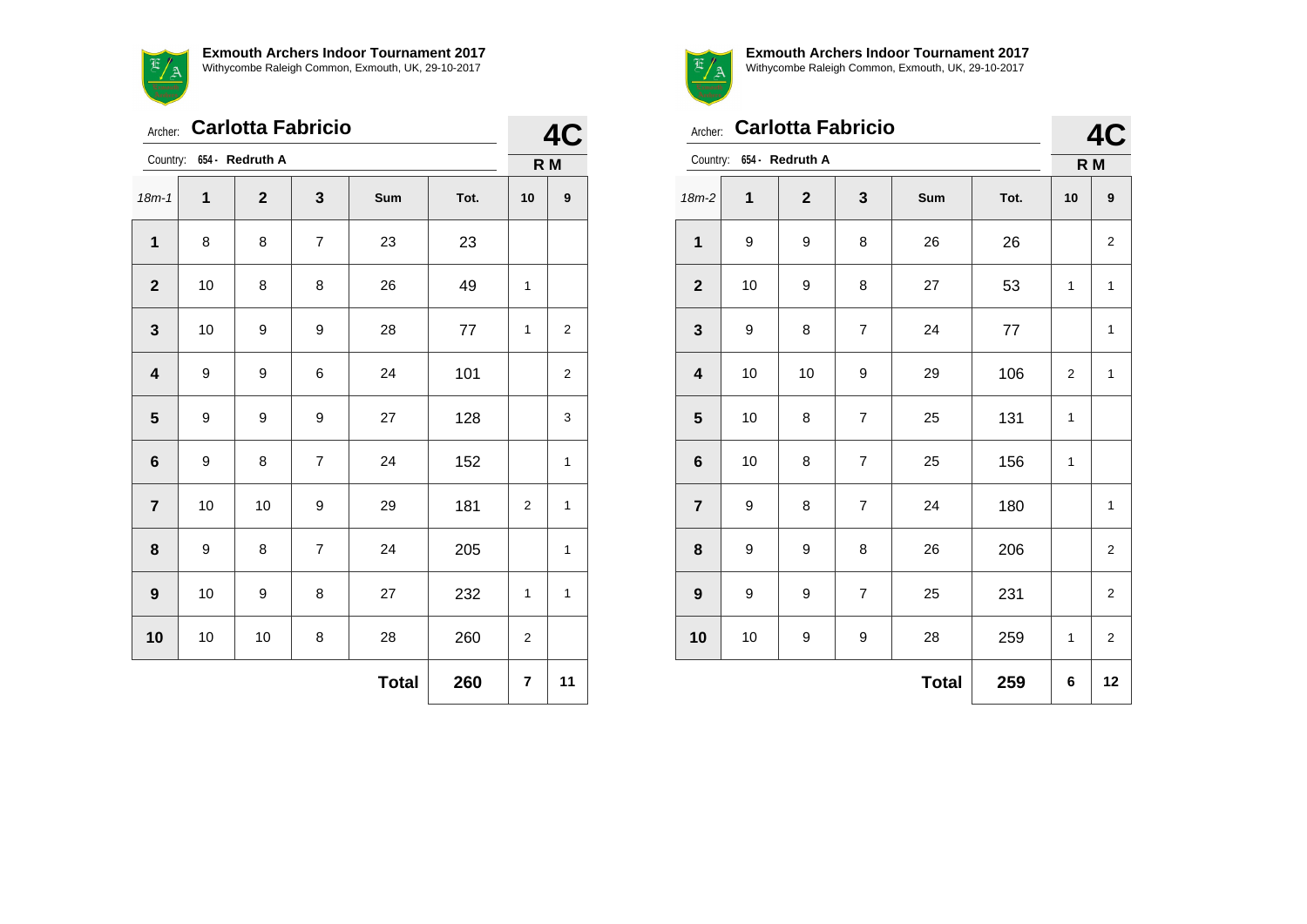**Exmouth Archers Indoor Tournament 2017**
Withycombe Raleigh Common, Exmouth, UK, 29-10-2017

Archer: **Carlotta Fabricio** — **4C**

Country: 654 - Redruth A — **R M**

| 18m-1 | 1 | 2 | 3 | Sum | Tot. | 10 | 9 |
|---|---|---|---|---|---|---|---|
| **1** | 8 | 8 | 7 | 23 | 23 | | |
| **2** | 10 | 8 | 8 | 26 | 49 | 1 | |
| **3** | 10 | 9 | 9 | 28 | 77 | 1 | 2 |
| **4** | 9 | 9 | 6 | 24 | 101 | | 2 |
| **5** | 9 | 9 | 9 | 27 | 128 | | 3 |
| **6** | 9 | 8 | 7 | 24 | 152 | | 1 |
| **7** | 10 | 10 | 9 | 29 | 181 | 2 | 1 |
| **8** | 9 | 8 | 7 | 24 | 205 | | 1 |
| **9** | 10 | 9 | 8 | 27 | 232 | 1 | 1 |
| **10** | 10 | 10 | 8 | 28 | 260 | 2 | |
| | | | | **Total** | **260** | **7** | **11** |

**Exmouth Archers Indoor Tournament 2017**
Withycombe Raleigh Common, Exmouth, UK, 29-10-2017

Archer: **Carlotta Fabricio** — **4C**

Country: 654 - Redruth A — **R M**

| 18m-2 | 1 | 2 | 3 | Sum | Tot. | 10 | 9 |
|---|---|---|---|---|---|---|---|
| **1** | 9 | 9 | 8 | 26 | 26 | | 2 |
| **2** | 10 | 9 | 8 | 27 | 53 | 1 | 1 |
| **3** | 9 | 8 | 7 | 24 | 77 | | 1 |
| **4** | 10 | 10 | 9 | 29 | 106 | 2 | 1 |
| **5** | 10 | 8 | 7 | 25 | 131 | 1 | |
| **6** | 10 | 8 | 7 | 25 | 156 | 1 | |
| **7** | 9 | 8 | 7 | 24 | 180 | | 1 |
| **8** | 9 | 9 | 8 | 26 | 206 | | 2 |
| **9** | 9 | 9 | 7 | 25 | 231 | | 2 |
| **10** | 10 | 9 | 9 | 28 | 259 | 1 | 2 |
| | | | | **Total** | **259** | **6** | **12** |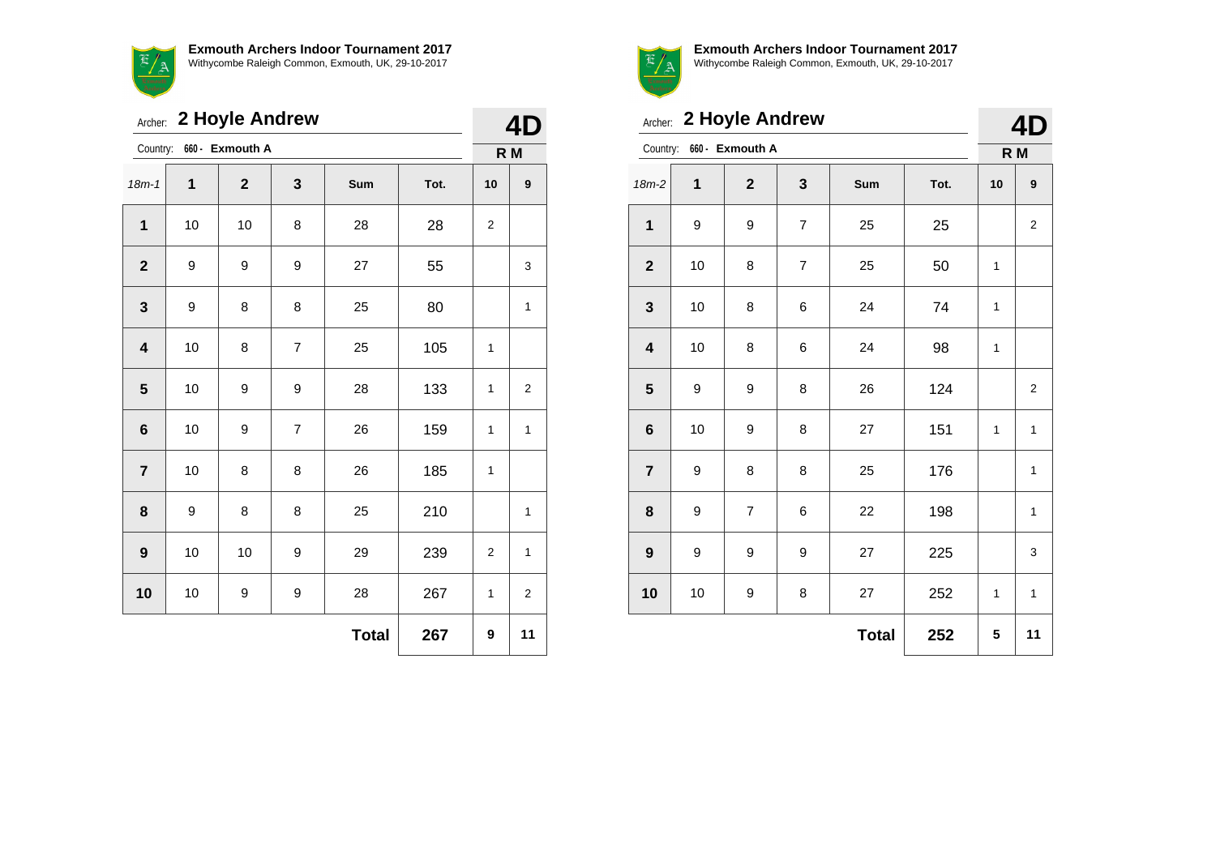**Exmouth Archers Indoor Tournament 2017**
Withycombe Raleigh Common, Exmouth, UK, 29-10-2017

Archer: **2 Hoyle Andrew**

Country: 660 - **Exmouth A**

**4D**

**R M**

| 18m-1 | 1 | 2 | 3 | Sum | Tot. | 10 | 9 |
|---|---|---|---|---|---|---|---|
| **1** | 10 | 10 | 8 | 28 | 28 | 2 | |
| **2** | 9 | 9 | 9 | 27 | 55 | | 3 |
| **3** | 9 | 8 | 8 | 25 | 80 | | 1 |
| **4** | 10 | 8 | 7 | 25 | 105 | 1 | |
| **5** | 10 | 9 | 9 | 28 | 133 | 1 | 2 |
| **6** | 10 | 9 | 7 | 26 | 159 | 1 | 1 |
| **7** | 10 | 8 | 8 | 26 | 185 | 1 | |
| **8** | 9 | 8 | 8 | 25 | 210 | | 1 |
| **9** | 10 | 10 | 9 | 29 | 239 | 2 | 1 |
| **10** | 10 | 9 | 9 | 28 | 267 | 1 | 2 |
| | | | | **Total** | **267** | **9** | **11** |

**Exmouth Archers Indoor Tournament 2017**
Withycombe Raleigh Common, Exmouth, UK, 29-10-2017

Archer: **2 Hoyle Andrew**

Country: 660 - **Exmouth A**

**4D**

**R M**

| 18m-2 | 1 | 2 | 3 | Sum | Tot. | 10 | 9 |
|---|---|---|---|---|---|---|---|
| **1** | 9 | 9 | 7 | 25 | 25 | | 2 |
| **2** | 10 | 8 | 7 | 25 | 50 | 1 | |
| **3** | 10 | 8 | 6 | 24 | 74 | 1 | |
| **4** | 10 | 8 | 6 | 24 | 98 | 1 | |
| **5** | 9 | 9 | 8 | 26 | 124 | | 2 |
| **6** | 10 | 9 | 8 | 27 | 151 | 1 | 1 |
| **7** | 9 | 8 | 8 | 25 | 176 | | 1 |
| **8** | 9 | 7 | 6 | 22 | 198 | | 1 |
| **9** | 9 | 9 | 9 | 27 | 225 | | 3 |
| **10** | 10 | 9 | 8 | 27 | 252 | 1 | 1 |
| | | | | **Total** | **252** | **5** | **11** |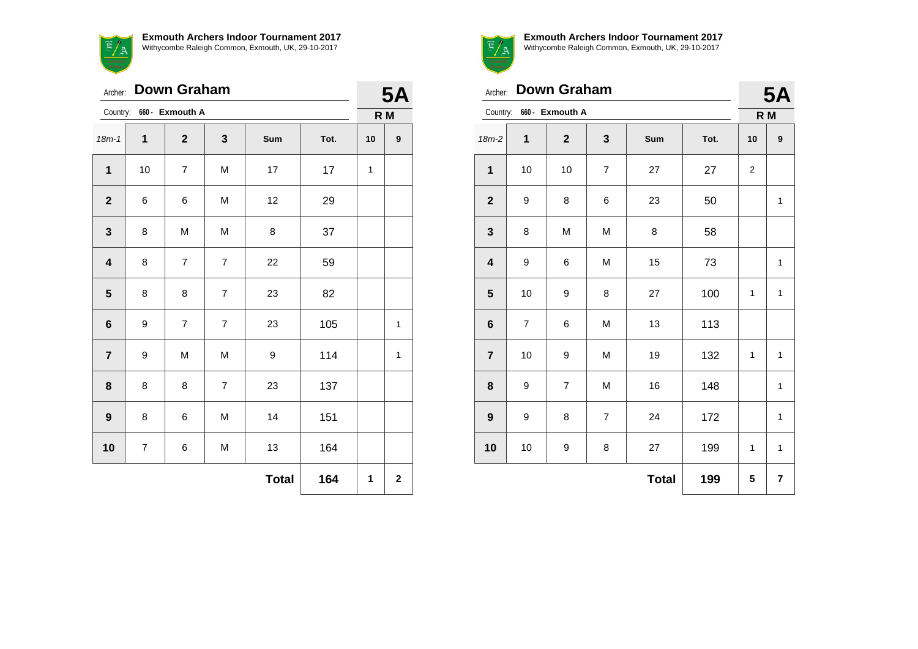**Exmouth Archers Indoor Tournament 2017**
Withycombe Raleigh Common, Exmouth, UK, 29-10-2017

Archer: **Down Graham**

Country: 660 - **Exmouth A**

**5A**

**R M**

| 18m-1 | 1 | 2 | 3 | Sum | Tot. | 10 | 9 |
|---|---|---|---|---|---|---|---|
| **1** | 10 | 7 | M | 17 | 17 | 1 | |
| **2** | 6 | 6 | M | 12 | 29 | | |
| **3** | 8 | M | M | 8 | 37 | | |
| **4** | 8 | 7 | 7 | 22 | 59 | | |
| **5** | 8 | 8 | 7 | 23 | 82 | | |
| **6** | 9 | 7 | 7 | 23 | 105 | | 1 |
| **7** | 9 | M | M | 9 | 114 | | 1 |
| **8** | 8 | 8 | 7 | 23 | 137 | | |
| **9** | 8 | 6 | M | 14 | 151 | | |
| **10** | 7 | 6 | M | 13 | 164 | | |
| | | | | **Total** | **164** | **1** | **2** |

**Exmouth Archers Indoor Tournament 2017**
Withycombe Raleigh Common, Exmouth, UK, 29-10-2017

Archer: **Down Graham**

Country: 660 - **Exmouth A**

**5A**

**R M**

| 18m-2 | 1 | 2 | 3 | Sum | Tot. | 10 | 9 |
|---|---|---|---|---|---|---|---|
| **1** | 10 | 10 | 7 | 27 | 27 | 2 | |
| **2** | 9 | 8 | 6 | 23 | 50 | | 1 |
| **3** | 8 | M | M | 8 | 58 | | |
| **4** | 9 | 6 | M | 15 | 73 | | 1 |
| **5** | 10 | 9 | 8 | 27 | 100 | 1 | 1 |
| **6** | 7 | 6 | M | 13 | 113 | | |
| **7** | 10 | 9 | M | 19 | 132 | 1 | 1 |
| **8** | 9 | 7 | M | 16 | 148 | | 1 |
| **9** | 9 | 8 | 7 | 24 | 172 | | 1 |
| **10** | 10 | 9 | 8 | 27 | 199 | 1 | 1 |
| | | | | **Total** | **199** | **5** | **7** |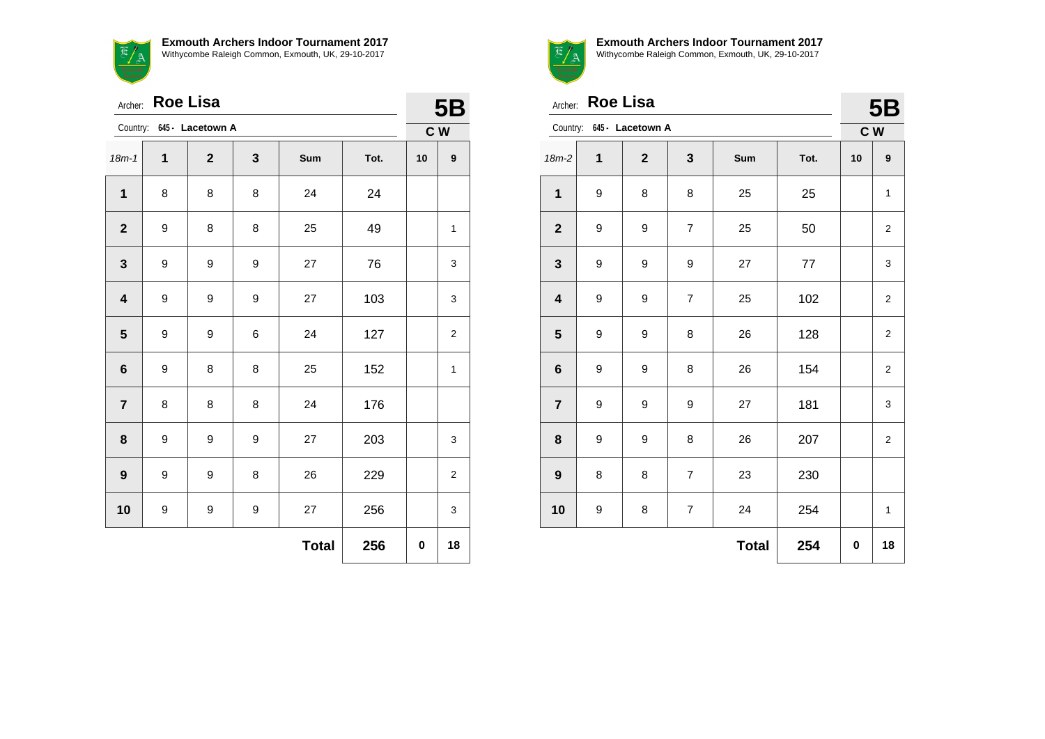**Exmouth Archers Indoor Tournament 2017**
Withycombe Raleigh Common, Exmouth, UK, 29-10-2017

Archer: **Roe Lisa**

Country: 645 - Lacetown A

**5B**

C W

| 18m-1 | 1 | 2 | 3 | Sum | Tot. | 10 | 9 |
|---|---|---|---|---|---|---|---|
| **1** | 8 | 8 | 8 | 24 | 24 | | |
| **2** | 9 | 8 | 8 | 25 | 49 | | 1 |
| **3** | 9 | 9 | 9 | 27 | 76 | | 3 |
| **4** | 9 | 9 | 9 | 27 | 103 | | 3 |
| **5** | 9 | 9 | 6 | 24 | 127 | | 2 |
| **6** | 9 | 8 | 8 | 25 | 152 | | 1 |
| **7** | 8 | 8 | 8 | 24 | 176 | | |
| **8** | 9 | 9 | 9 | 27 | 203 | | 3 |
| **9** | 9 | 9 | 8 | 26 | 229 | | 2 |
| **10** | 9 | 9 | 9 | 27 | 256 | | 3 |
| | | | | **Total** | **256** | **0** | **18** |

**Exmouth Archers Indoor Tournament 2017**
Withycombe Raleigh Common, Exmouth, UK, 29-10-2017

Archer: **Roe Lisa**

Country: 645 - Lacetown A

**5B**

C W

| 18m-2 | 1 | 2 | 3 | Sum | Tot. | 10 | 9 |
|---|---|---|---|---|---|---|---|
| **1** | 9 | 8 | 8 | 25 | 25 | | 1 |
| **2** | 9 | 9 | 7 | 25 | 50 | | 2 |
| **3** | 9 | 9 | 9 | 27 | 77 | | 3 |
| **4** | 9 | 9 | 7 | 25 | 102 | | 2 |
| **5** | 9 | 9 | 8 | 26 | 128 | | 2 |
| **6** | 9 | 9 | 8 | 26 | 154 | | 2 |
| **7** | 9 | 9 | 9 | 27 | 181 | | 3 |
| **8** | 9 | 9 | 8 | 26 | 207 | | 2 |
| **9** | 8 | 8 | 7 | 23 | 230 | | |
| **10** | 9 | 8 | 7 | 24 | 254 | | 1 |
| | | | | **Total** | **254** | **0** | **18** |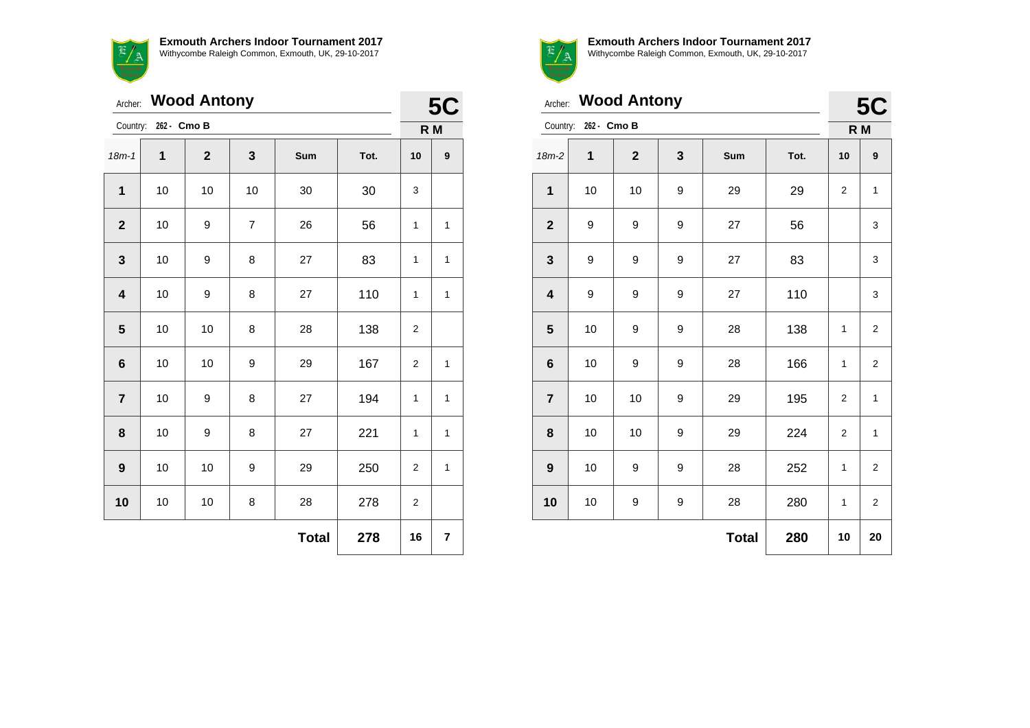**Exmouth Archers Indoor Tournament 2017**
Withycombe Raleigh Common, Exmouth, UK, 29-10-2017

Archer: **Wood Antony**

Country: 262 - **Cmo B**

**5C**

**R M**

| 18m-1 | 1 | 2 | 3 | Sum | Tot. | 10 | 9 |
|---|---|---|---|---|---|---|---|
| **1** | 10 | 10 | 10 | 30 | 30 | 3 | |
| **2** | 10 | 9 | 7 | 26 | 56 | 1 | 1 |
| **3** | 10 | 9 | 8 | 27 | 83 | 1 | 1 |
| **4** | 10 | 9 | 8 | 27 | 110 | 1 | 1 |
| **5** | 10 | 10 | 8 | 28 | 138 | 2 | |
| **6** | 10 | 10 | 9 | 29 | 167 | 2 | 1 |
| **7** | 10 | 9 | 8 | 27 | 194 | 1 | 1 |
| **8** | 10 | 9 | 8 | 27 | 221 | 1 | 1 |
| **9** | 10 | 10 | 9 | 29 | 250 | 2 | 1 |
| **10** | 10 | 10 | 8 | 28 | 278 | 2 | |
| | | | | **Total** | **278** | **16** | **7** |

**Exmouth Archers Indoor Tournament 2017**
Withycombe Raleigh Common, Exmouth, UK, 29-10-2017

Archer: **Wood Antony**

Country: 262 - **Cmo B**

**5C**

**R M**

| 18m-2 | 1 | 2 | 3 | Sum | Tot. | 10 | 9 |
|---|---|---|---|---|---|---|---|
| **1** | 10 | 10 | 9 | 29 | 29 | 2 | 1 |
| **2** | 9 | 9 | 9 | 27 | 56 | | 3 |
| **3** | 9 | 9 | 9 | 27 | 83 | | 3 |
| **4** | 9 | 9 | 9 | 27 | 110 | | 3 |
| **5** | 10 | 9 | 9 | 28 | 138 | 1 | 2 |
| **6** | 10 | 9 | 9 | 28 | 166 | 1 | 2 |
| **7** | 10 | 10 | 9 | 29 | 195 | 2 | 1 |
| **8** | 10 | 10 | 9 | 29 | 224 | 2 | 1 |
| **9** | 10 | 9 | 9 | 28 | 252 | 1 | 2 |
| **10** | 10 | 9 | 9 | 28 | 280 | 1 | 2 |
| | | | | **Total** | **280** | **10** | **20** |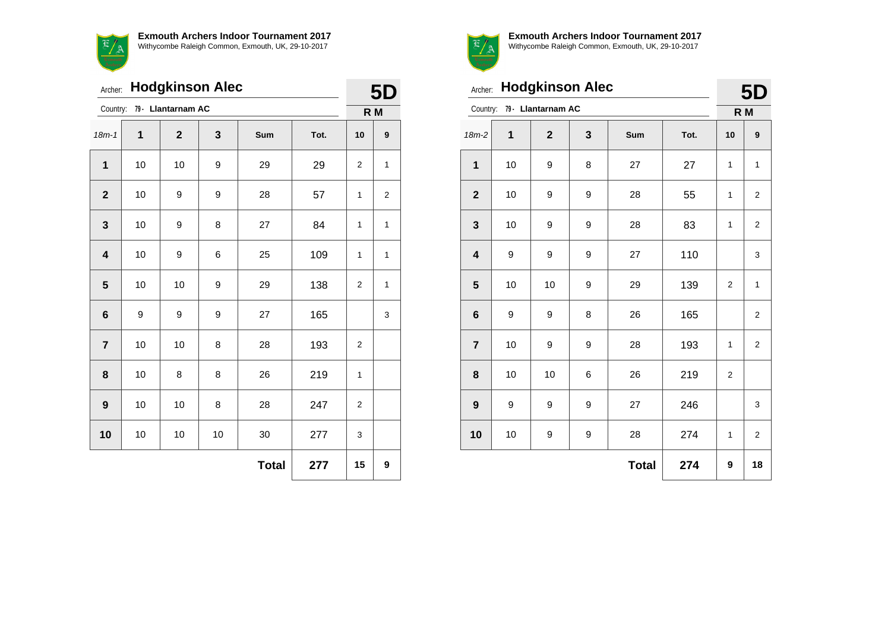**Exmouth Archers Indoor Tournament 2017**
Withycombe Raleigh Common, Exmouth, UK, 29-10-2017

Archer: **Hodgkinson Alec** — **5D**

Country: 79 - **Llantarnam AC** — **R M**

| 18m-1 | 1 | 2 | 3 | Sum | Tot. | 10 | 9 |
|---|---|---|---|---|---|---|---|
| **1** | 10 | 10 | 9 | 29 | 29 | 2 | 1 |
| **2** | 10 | 9 | 9 | 28 | 57 | 1 | 2 |
| **3** | 10 | 9 | 8 | 27 | 84 | 1 | 1 |
| **4** | 10 | 9 | 6 | 25 | 109 | 1 | 1 |
| **5** | 10 | 10 | 9 | 29 | 138 | 2 | 1 |
| **6** | 9 | 9 | 9 | 27 | 165 | | 3 |
| **7** | 10 | 10 | 8 | 28 | 193 | 2 | |
| **8** | 10 | 8 | 8 | 26 | 219 | 1 | |
| **9** | 10 | 10 | 8 | 28 | 247 | 2 | |
| **10** | 10 | 10 | 10 | 30 | 277 | 3 | |
| | | | | **Total** | **277** | **15** | **9** |

**Exmouth Archers Indoor Tournament 2017**
Withycombe Raleigh Common, Exmouth, UK, 29-10-2017

Archer: **Hodgkinson Alec** — **5D**

Country: 79 - **Llantarnam AC** — **R M**

| 18m-2 | 1 | 2 | 3 | Sum | Tot. | 10 | 9 |
|---|---|---|---|---|---|---|---|
| **1** | 10 | 9 | 8 | 27 | 27 | 1 | 1 |
| **2** | 10 | 9 | 9 | 28 | 55 | 1 | 2 |
| **3** | 10 | 9 | 9 | 28 | 83 | 1 | 2 |
| **4** | 9 | 9 | 9 | 27 | 110 | | 3 |
| **5** | 10 | 10 | 9 | 29 | 139 | 2 | 1 |
| **6** | 9 | 9 | 8 | 26 | 165 | | 2 |
| **7** | 10 | 9 | 9 | 28 | 193 | 1 | 2 |
| **8** | 10 | 10 | 6 | 26 | 219 | 2 | |
| **9** | 9 | 9 | 9 | 27 | 246 | | 3 |
| **10** | 10 | 9 | 9 | 28 | 274 | 1 | 2 |
| | | | | **Total** | **274** | **9** | **18** |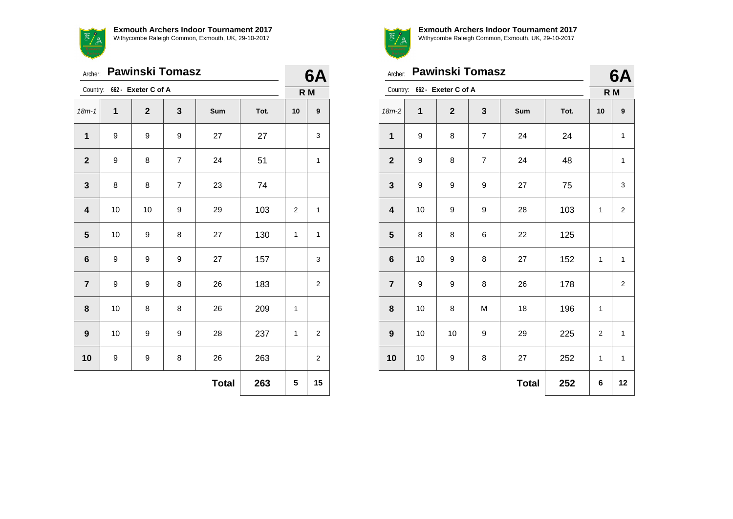**Exmouth Archers Indoor Tournament 2017**
Withycombe Raleigh Common, Exmouth, UK, 29-10-2017

Archer: **Pawinski Tomasz** **6A**

Country: **662 - Exeter C of A** **R M**

| 18m-1 | 1 | 2 | 3 | Sum | Tot. | 10 | 9 |
|---|---|---|---|---|---|---|---|
| **1** | 9 | 9 | 9 | 27 | 27 | | 3 |
| **2** | 9 | 8 | 7 | 24 | 51 | | 1 |
| **3** | 8 | 8 | 7 | 23 | 74 | | |
| **4** | 10 | 10 | 9 | 29 | 103 | 2 | 1 |
| **5** | 10 | 9 | 8 | 27 | 130 | 1 | 1 |
| **6** | 9 | 9 | 9 | 27 | 157 | | 3 |
| **7** | 9 | 9 | 8 | 26 | 183 | | 2 |
| **8** | 10 | 8 | 8 | 26 | 209 | 1 | |
| **9** | 10 | 9 | 9 | 28 | 237 | 1 | 2 |
| **10** | 9 | 9 | 8 | 26 | 263 | | 2 |
| | | | | **Total** | **263** | **5** | **15** |

**Exmouth Archers Indoor Tournament 2017**
Withycombe Raleigh Common, Exmouth, UK, 29-10-2017

Archer: **Pawinski Tomasz** **6A**

Country: **662 - Exeter C of A** **R M**

| 18m-2 | 1 | 2 | 3 | Sum | Tot. | 10 | 9 |
|---|---|---|---|---|---|---|---|
| **1** | 9 | 8 | 7 | 24 | 24 | | 1 |
| **2** | 9 | 8 | 7 | 24 | 48 | | 1 |
| **3** | 9 | 9 | 9 | 27 | 75 | | 3 |
| **4** | 10 | 9 | 9 | 28 | 103 | 1 | 2 |
| **5** | 8 | 8 | 6 | 22 | 125 | | |
| **6** | 10 | 9 | 8 | 27 | 152 | 1 | 1 |
| **7** | 9 | 9 | 8 | 26 | 178 | | 2 |
| **8** | 10 | 8 | M | 18 | 196 | 1 | |
| **9** | 10 | 10 | 9 | 29 | 225 | 2 | 1 |
| **10** | 10 | 9 | 8 | 27 | 252 | 1 | 1 |
| | | | | **Total** | **252** | **6** | **12** |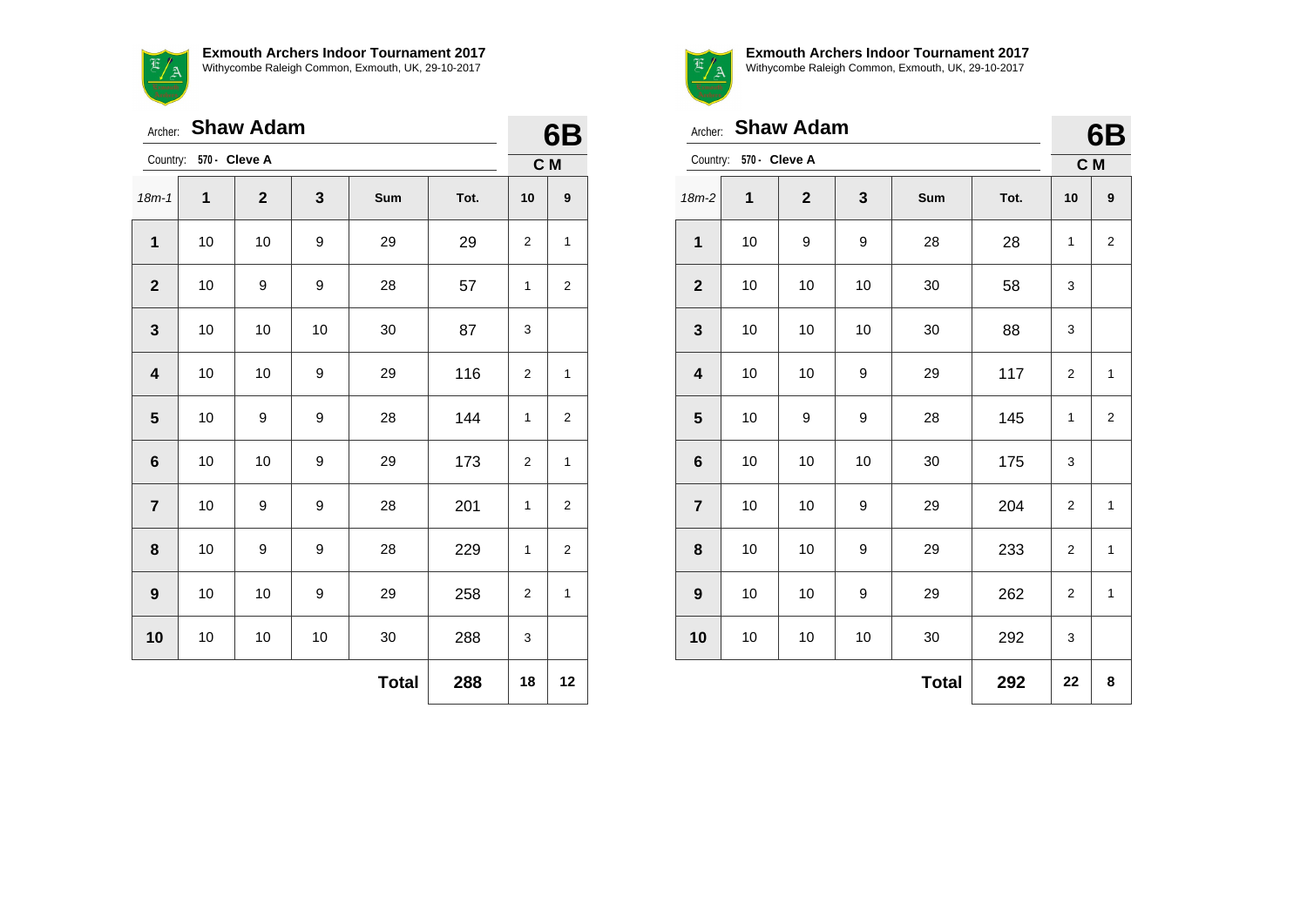**Exmouth Archers Indoor Tournament 2017**
Withycombe Raleigh Common, Exmouth, UK, 29-10-2017

Archer: **Shaw Adam**

Country: **570 - Cleve A**

**6B**

**C M**

| 18m-1 | 1 | 2 | 3 | Sum | Tot. | 10 | 9 |
|---|---|---|---|---|---|---|---|
| **1** | 10 | 10 | 9 | 29 | 29 | 2 | 1 |
| **2** | 10 | 9 | 9 | 28 | 57 | 1 | 2 |
| **3** | 10 | 10 | 10 | 30 | 87 | 3 | |
| **4** | 10 | 10 | 9 | 29 | 116 | 2 | 1 |
| **5** | 10 | 9 | 9 | 28 | 144 | 1 | 2 |
| **6** | 10 | 10 | 9 | 29 | 173 | 2 | 1 |
| **7** | 10 | 9 | 9 | 28 | 201 | 1 | 2 |
| **8** | 10 | 9 | 9 | 28 | 229 | 1 | 2 |
| **9** | 10 | 10 | 9 | 29 | 258 | 2 | 1 |
| **10** | 10 | 10 | 10 | 30 | 288 | 3 | |
| | | | | **Total** | **288** | **18** | **12** |

**Exmouth Archers Indoor Tournament 2017**
Withycombe Raleigh Common, Exmouth, UK, 29-10-2017

Archer: **Shaw Adam**

Country: **570 - Cleve A**

**6B**

**C M**

| 18m-2 | 1 | 2 | 3 | Sum | Tot. | 10 | 9 |
|---|---|---|---|---|---|---|---|
| **1** | 10 | 9 | 9 | 28 | 28 | 1 | 2 |
| **2** | 10 | 10 | 10 | 30 | 58 | 3 | |
| **3** | 10 | 10 | 10 | 30 | 88 | 3 | |
| **4** | 10 | 10 | 9 | 29 | 117 | 2 | 1 |
| **5** | 10 | 9 | 9 | 28 | 145 | 1 | 2 |
| **6** | 10 | 10 | 10 | 30 | 175 | 3 | |
| **7** | 10 | 10 | 9 | 29 | 204 | 2 | 1 |
| **8** | 10 | 10 | 9 | 29 | 233 | 2 | 1 |
| **9** | 10 | 10 | 9 | 29 | 262 | 2 | 1 |
| **10** | 10 | 10 | 10 | 30 | 292 | 3 | |
| | | | | **Total** | **292** | **22** | **8** |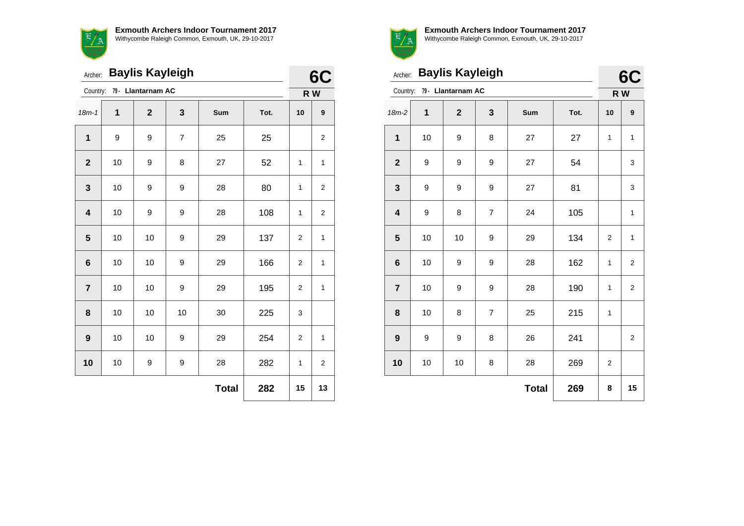**Exmouth Archers Indoor Tournament 2017**
Withycombe Raleigh Common, Exmouth, UK, 29-10-2017

Archer: **Baylis Kayleigh**

Country: 79 - **Llantarnam AC**

**6C**

**R W**

| 18m-1 | 1 | 2 | 3 | Sum | Tot. | 10 | 9 |
|---|---|---|---|---|---|---|---|
| **1** | 9 | 9 | 7 | 25 | 25 | | 2 |
| **2** | 10 | 9 | 8 | 27 | 52 | 1 | 1 |
| **3** | 10 | 9 | 9 | 28 | 80 | 1 | 2 |
| **4** | 10 | 9 | 9 | 28 | 108 | 1 | 2 |
| **5** | 10 | 10 | 9 | 29 | 137 | 2 | 1 |
| **6** | 10 | 10 | 9 | 29 | 166 | 2 | 1 |
| **7** | 10 | 10 | 9 | 29 | 195 | 2 | 1 |
| **8** | 10 | 10 | 10 | 30 | 225 | 3 | |
| **9** | 10 | 10 | 9 | 29 | 254 | 2 | 1 |
| **10** | 10 | 9 | 9 | 28 | 282 | 1 | 2 |
| | | | | **Total** | **282** | **15** | **13** |

**Exmouth Archers Indoor Tournament 2017**
Withycombe Raleigh Common, Exmouth, UK, 29-10-2017

Archer: **Baylis Kayleigh**

Country: 79 - **Llantarnam AC**

**6C**

**R W**

| 18m-2 | 1 | 2 | 3 | Sum | Tot. | 10 | 9 |
|---|---|---|---|---|---|---|---|
| **1** | 10 | 9 | 8 | 27 | 27 | 1 | 1 |
| **2** | 9 | 9 | 9 | 27 | 54 | | 3 |
| **3** | 9 | 9 | 9 | 27 | 81 | | 3 |
| **4** | 9 | 8 | 7 | 24 | 105 | | 1 |
| **5** | 10 | 10 | 9 | 29 | 134 | 2 | 1 |
| **6** | 10 | 9 | 9 | 28 | 162 | 1 | 2 |
| **7** | 10 | 9 | 9 | 28 | 190 | 1 | 2 |
| **8** | 10 | 8 | 7 | 25 | 215 | 1 | |
| **9** | 9 | 9 | 8 | 26 | 241 | | 2 |
| **10** | 10 | 10 | 8 | 28 | 269 | 2 | |
| | | | | **Total** | **269** | **8** | **15** |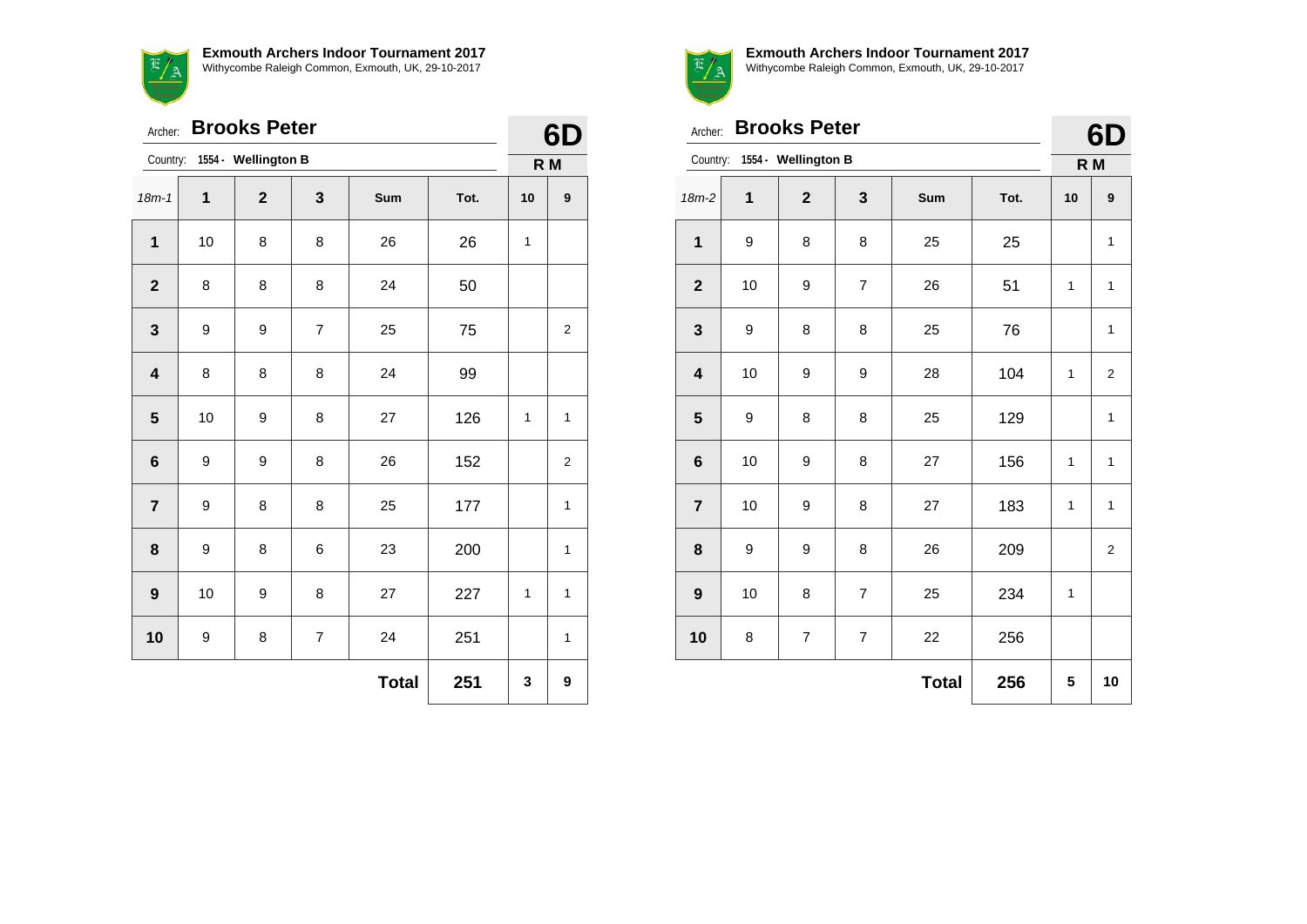**Exmouth Archers Indoor Tournament 2017**
Withycombe Raleigh Common, Exmouth, UK, 29-10-2017

Archer: **Brooks Peter** **6D**

Country: **1554 - Wellington B** **R M**

| 18m-1 | 1 | 2 | 3 | Sum | Tot. | 10 | 9 |
|---|---|---|---|---|---|---|---|
| **1** | 10 | 8 | 8 | 26 | 26 | 1 | |
| **2** | 8 | 8 | 8 | 24 | 50 | | |
| **3** | 9 | 9 | 7 | 25 | 75 | | 2 |
| **4** | 8 | 8 | 8 | 24 | 99 | | |
| **5** | 10 | 9 | 8 | 27 | 126 | 1 | 1 |
| **6** | 9 | 9 | 8 | 26 | 152 | | 2 |
| **7** | 9 | 8 | 8 | 25 | 177 | | 1 |
| **8** | 9 | 8 | 6 | 23 | 200 | | 1 |
| **9** | 10 | 9 | 8 | 27 | 227 | 1 | 1 |
| **10** | 9 | 8 | 7 | 24 | 251 | | 1 |
| | | | | **Total** | **251** | **3** | **9** |

**Exmouth Archers Indoor Tournament 2017**
Withycombe Raleigh Common, Exmouth, UK, 29-10-2017

Archer: **Brooks Peter** **6D**

Country: **1554 - Wellington B** **R M**

| 18m-2 | 1 | 2 | 3 | Sum | Tot. | 10 | 9 |
|---|---|---|---|---|---|---|---|
| **1** | 9 | 8 | 8 | 25 | 25 | | 1 |
| **2** | 10 | 9 | 7 | 26 | 51 | 1 | 1 |
| **3** | 9 | 8 | 8 | 25 | 76 | | 1 |
| **4** | 10 | 9 | 9 | 28 | 104 | 1 | 2 |
| **5** | 9 | 8 | 8 | 25 | 129 | | 1 |
| **6** | 10 | 9 | 8 | 27 | 156 | 1 | 1 |
| **7** | 10 | 9 | 8 | 27 | 183 | 1 | 1 |
| **8** | 9 | 9 | 8 | 26 | 209 | | 2 |
| **9** | 10 | 8 | 7 | 25 | 234 | 1 | |
| **10** | 8 | 7 | 7 | 22 | 256 | | |
| | | | | **Total** | **256** | **5** | **10** |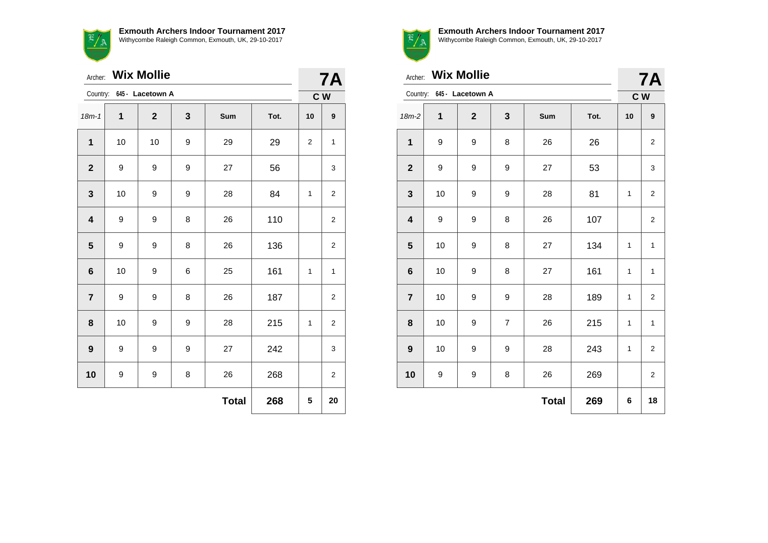**Exmouth Archers Indoor Tournament 2017**
Withycombe Raleigh Common, Exmouth, UK, 29-10-2017

Archer: **Wix Mollie**

Country: **645 - Lacetown A**

**7A**

**C W**

| 18m-1 | 1 | 2 | 3 | Sum | Tot. | 10 | 9 |
|---|---|---|---|---|---|---|---|
| **1** | 10 | 10 | 9 | 29 | 29 | 2 | 1 |
| **2** | 9 | 9 | 9 | 27 | 56 | | 3 |
| **3** | 10 | 9 | 9 | 28 | 84 | 1 | 2 |
| **4** | 9 | 9 | 8 | 26 | 110 | | 2 |
| **5** | 9 | 9 | 8 | 26 | 136 | | 2 |
| **6** | 10 | 9 | 6 | 25 | 161 | 1 | 1 |
| **7** | 9 | 9 | 8 | 26 | 187 | | 2 |
| **8** | 10 | 9 | 9 | 28 | 215 | 1 | 2 |
| **9** | 9 | 9 | 9 | 27 | 242 | | 3 |
| **10** | 9 | 9 | 8 | 26 | 268 | | 2 |
| | | | | **Total** | **268** | **5** | **20** |

**Exmouth Archers Indoor Tournament 2017**
Withycombe Raleigh Common, Exmouth, UK, 29-10-2017

Archer: **Wix Mollie**

Country: **645 - Lacetown A**

**7A**

**C W**

| 18m-2 | 1 | 2 | 3 | Sum | Tot. | 10 | 9 |
|---|---|---|---|---|---|---|---|
| **1** | 9 | 9 | 8 | 26 | 26 | | 2 |
| **2** | 9 | 9 | 9 | 27 | 53 | | 3 |
| **3** | 10 | 9 | 9 | 28 | 81 | 1 | 2 |
| **4** | 9 | 9 | 8 | 26 | 107 | | 2 |
| **5** | 10 | 9 | 8 | 27 | 134 | 1 | 1 |
| **6** | 10 | 9 | 8 | 27 | 161 | 1 | 1 |
| **7** | 10 | 9 | 9 | 28 | 189 | 1 | 2 |
| **8** | 10 | 9 | 7 | 26 | 215 | 1 | 1 |
| **9** | 10 | 9 | 9 | 28 | 243 | 1 | 2 |
| **10** | 9 | 9 | 8 | 26 | 269 | | 2 |
| | | | | **Total** | **269** | **6** | **18** |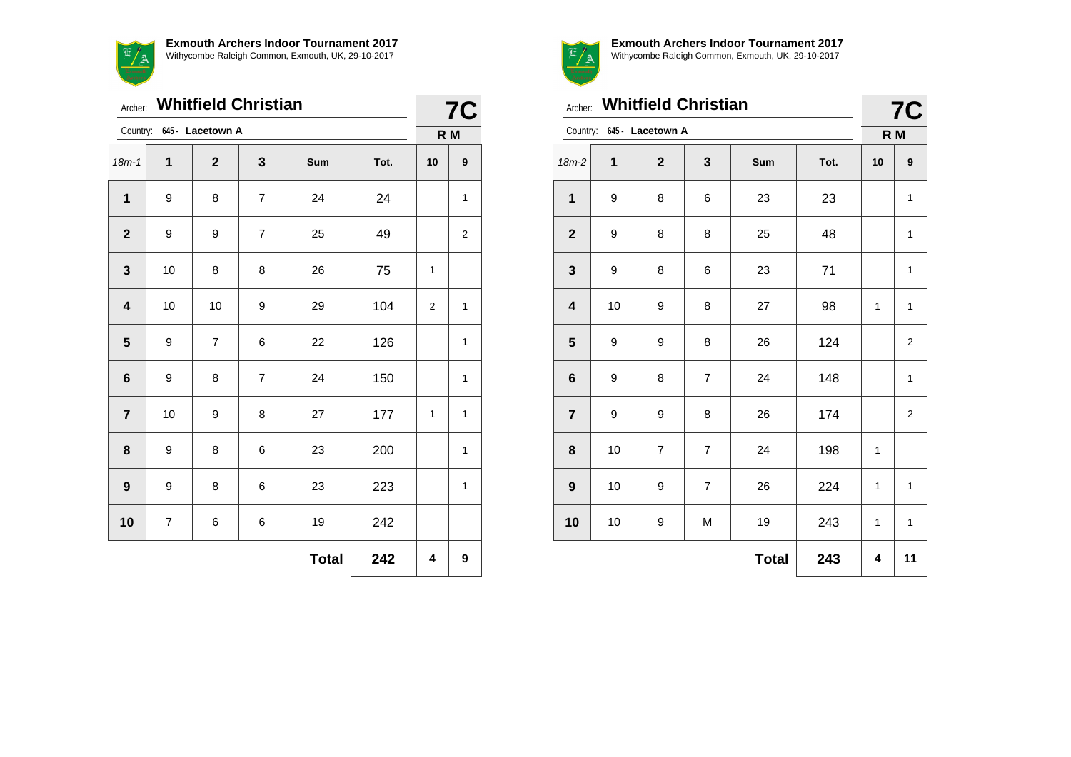**Exmouth Archers Indoor Tournament 2017**
Withycombe Raleigh Common, Exmouth, UK, 29-10-2017

Archer: **Whitfield Christian**

Country: **645 - Lacetown A**

**7C**

**R M**

| 18m-1 | 1 | 2 | 3 | Sum | Tot. | 10 | 9 |
|---|---|---|---|---|---|---|---|
| **1** | 9 | 8 | 7 | 24 | 24 | | 1 |
| **2** | 9 | 9 | 7 | 25 | 49 | | 2 |
| **3** | 10 | 8 | 8 | 26 | 75 | 1 | |
| **4** | 10 | 10 | 9 | 29 | 104 | 2 | 1 |
| **5** | 9 | 7 | 6 | 22 | 126 | | 1 |
| **6** | 9 | 8 | 7 | 24 | 150 | | 1 |
| **7** | 10 | 9 | 8 | 27 | 177 | 1 | 1 |
| **8** | 9 | 8 | 6 | 23 | 200 | | 1 |
| **9** | 9 | 8 | 6 | 23 | 223 | | 1 |
| **10** | 7 | 6 | 6 | 19 | 242 | | |
| | | | | **Total** | **242** | **4** | **9** |

**Exmouth Archers Indoor Tournament 2017**
Withycombe Raleigh Common, Exmouth, UK, 29-10-2017

Archer: **Whitfield Christian**

Country: **645 - Lacetown A**

**7C**

**R M**

| 18m-2 | 1 | 2 | 3 | Sum | Tot. | 10 | 9 |
|---|---|---|---|---|---|---|---|
| **1** | 9 | 8 | 6 | 23 | 23 | | 1 |
| **2** | 9 | 8 | 8 | 25 | 48 | | 1 |
| **3** | 9 | 8 | 6 | 23 | 71 | | 1 |
| **4** | 10 | 9 | 8 | 27 | 98 | 1 | 1 |
| **5** | 9 | 9 | 8 | 26 | 124 | | 2 |
| **6** | 9 | 8 | 7 | 24 | 148 | | 1 |
| **7** | 9 | 9 | 8 | 26 | 174 | | 2 |
| **8** | 10 | 7 | 7 | 24 | 198 | 1 | |
| **9** | 10 | 9 | 7 | 26 | 224 | 1 | 1 |
| **10** | 10 | 9 | M | 19 | 243 | 1 | 1 |
| | | | | **Total** | **243** | **4** | **11** |